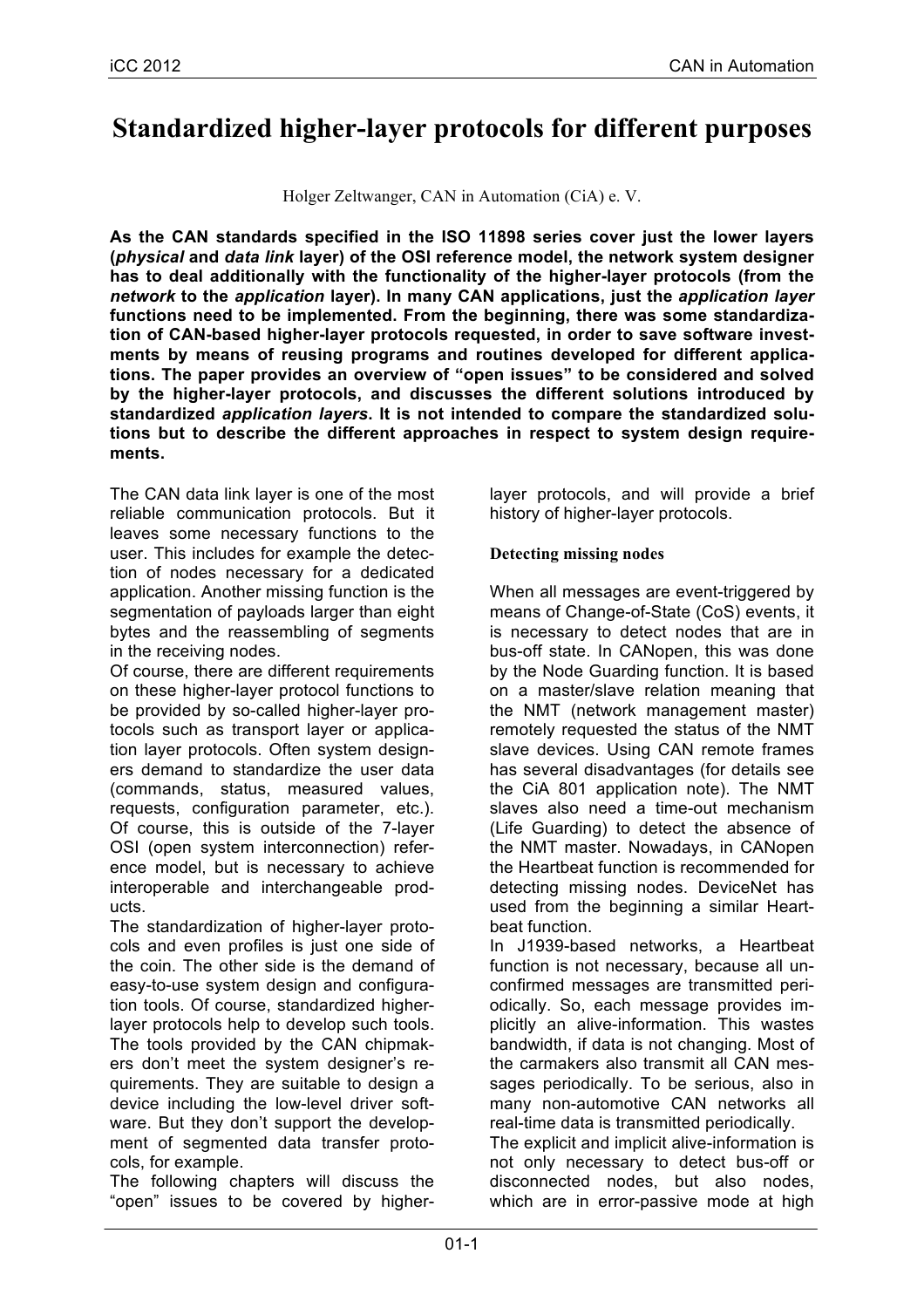// Markdown transcription of page 1 (document 07658e9944f3)

# Standardized higher-layer protocols for different purposes

Holger Zeltwanger, CAN in Automation (CiA) e. V.

**As the CAN standards specified in the ISO 11898 series cover just the lower layers (*physical* and *data link* layer) of the OSI reference model, the network system designer has to deal additionally with the functionality of the higher-layer protocols (from the *network* to the *application* layer). In many CAN applications, just the *application layer* functions need to be implemented. From the beginning, there was some standardization of CAN-based higher-layer protocols requested, in order to save software investments by means of reusing programs and routines developed for different applications. The paper provides an overview of "open issues" to be considered and solved by the higher-layer protocols, and discusses the different solutions introduced by standardized *application layers*. It is not intended to compare the standardized solutions but to describe the different approaches in respect to system design requirements.**

The CAN data link layer is one of the most reliable communication protocols. But it leaves some necessary functions to the user. This includes for example the detection of nodes necessary for a dedicated application. Another missing function is the segmentation of payloads larger than eight bytes and the reassembling of segments in the receiving nodes.

Of course, there are different requirements on these higher-layer protocol functions to be provided by so-called higher-layer protocols such as transport layer or application layer protocols. Often system designers demand to standardize the user data (commands, status, measured values, requests, configuration parameter, etc.). Of course, this is outside of the 7-layer OSI (open system interconnection) reference model, but is necessary to achieve interoperable and interchangeable products.

The standardization of higher-layer protocols and even profiles is just one side of the coin. The other side is the demand of easy-to-use system design and configuration tools. Of course, standardized higher-layer protocols help to develop such tools. The tools provided by the CAN chipmakers don't meet the system designer's requirements. They are suitable to design a device including the low-level driver software. But they don't support the development of segmented data transfer protocols, for example.

The following chapters will discuss the "open" issues to be covered by higher-layer protocols, and will provide a brief history of higher-layer protocols.

### Detecting missing nodes

When all messages are event-triggered by means of Change-of-State (CoS) events, it is necessary to detect nodes that are in bus-off state. In CANopen, this was done by the Node Guarding function. It is based on a master/slave relation meaning that the NMT (network management master) remotely requested the status of the NMT slave devices. Using CAN remote frames has several disadvantages (for details see the CiA 801 application note). The NMT slaves also need a time-out mechanism (Life Guarding) to detect the absence of the NMT master. Nowadays, in CANopen the Heartbeat function is recommended for detecting missing nodes. DeviceNet has used from the beginning a similar Heartbeat function.

In J1939-based networks, a Heartbeat function is not necessary, because all unconfirmed messages are transmitted periodically. So, each message provides implicitly an alive-information. This wastes bandwidth, if data is not changing. Most of the carmakers also transmit all CAN messages periodically. To be serious, also in many non-automotive CAN networks all real-time data is transmitted periodically.

The explicit and implicit alive-information is not only necessary to detect bus-off or disconnected nodes, but also nodes, which are in error-passive mode at high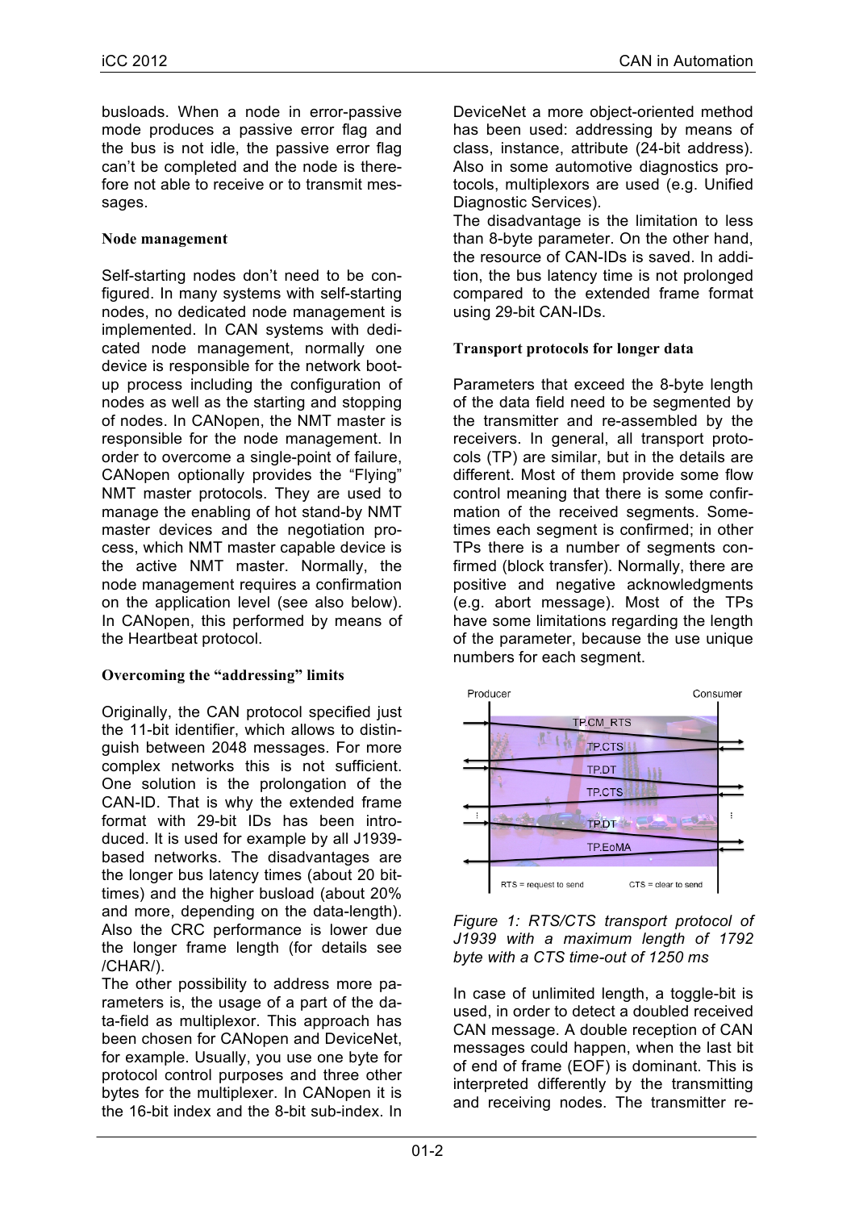busloads. When a node in error-passive mode produces a passive error flag and the bus is not idle, the passive error flag can't be completed and the node is therefore not able to receive or to transmit messages.

### Node management

Self-starting nodes don't need to be configured. In many systems with self-starting nodes, no dedicated node management is implemented. In CAN systems with dedicated node management, normally one device is responsible for the network boot-up process including the configuration of nodes as well as the starting and stopping of nodes. In CANopen, the NMT master is responsible for the node management. In order to overcome a single-point of failure, CANopen optionally provides the "Flying" NMT master protocols. They are used to manage the enabling of hot stand-by NMT master devices and the negotiation process, which NMT master capable device is the active NMT master. Normally, the node management requires a confirmation on the application level (see also below). In CANopen, this performed by means of the Heartbeat protocol.

### Overcoming the "addressing" limits

Originally, the CAN protocol specified just the 11-bit identifier, which allows to distinguish between 2048 messages. For more complex networks this is not sufficient. One solution is the prolongation of the CAN-ID. That is why the extended frame format with 29-bit IDs has been introduced. It is used for example by all J1939-based networks. The disadvantages are the longer bus latency times (about 20 bit-times) and the higher busload (about 20% and more, depending on the data-length). Also the CRC performance is lower due the longer frame length (for details see /CHAR/).

The other possibility to address more parameters is, the usage of a part of the data-field as multiplexor. This approach has been chosen for CANopen and DeviceNet, for example. Usually, you use one byte for protocol control purposes and three other bytes for the multiplexer. In CANopen it is the 16-bit index and the 8-bit sub-index. In DeviceNet a more object-oriented method has been used: addressing by means of class, instance, attribute (24-bit address). Also in some automotive diagnostics protocols, multiplexors are used (e.g. Unified Diagnostic Services).

The disadvantage is the limitation to less than 8-byte parameter. On the other hand, the resource of CAN-IDs is saved. In addition, the bus latency time is not prolonged compared to the extended frame format using 29-bit CAN-IDs.

### Transport protocols for longer data

Parameters that exceed the 8-byte length of the data field need to be segmented by the transmitter and re-assembled by the receivers. In general, all transport protocols (TP) are similar, but in the details are different. Most of them provide some flow control meaning that there is some confirmation of the received segments. Sometimes each segment is confirmed; in other TPs there is a number of segments confirmed (block transfer). Normally, there are positive and negative acknowledgments (e.g. abort message). Most of the TPs have some limitations regarding the length of the parameter, because the use unique numbers for each segment.

*Figure 1: RTS/CTS transport protocol of J1939 with a maximum length of 1792 byte with a CTS time-out of 1250 ms*

In case of unlimited length, a toggle-bit is used, in order to detect a doubled received CAN message. A double reception of CAN messages could happen, when the last bit of end of frame (EOF) is dominant. This is interpreted differently by the transmitting and receiving nodes. The transmitter re-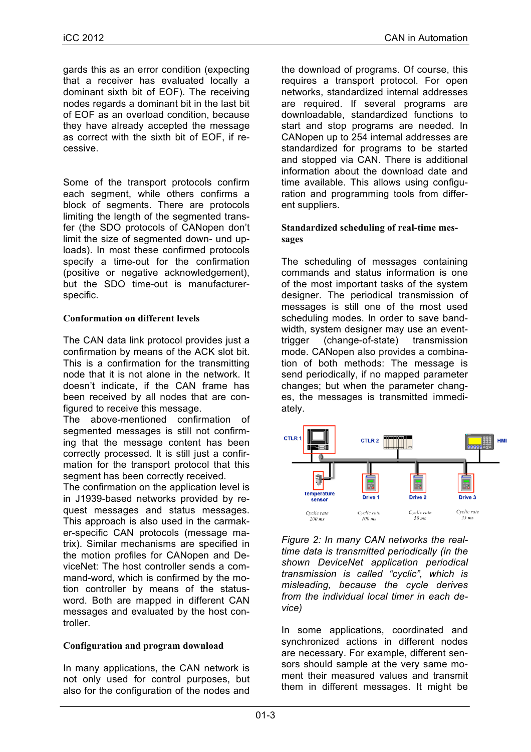gards this as an error condition (expecting that a receiver has evaluated locally a dominant sixth bit of EOF). The receiving nodes regards a dominant bit in the last bit of EOF as an overload condition, because they have already accepted the message as correct with the sixth bit of EOF, if recessive.

Some of the transport protocols confirm each segment, while others confirms a block of segments. There are protocols limiting the length of the segmented transfer (the SDO protocols of CANopen don't limit the size of segmented down- und uploads). In most these confirmed protocols specify a time-out for the confirmation (positive or negative acknowledgement), but the SDO time-out is manufacturer-specific.

### Conformation on different levels

The CAN data link protocol provides just a confirmation by means of the ACK slot bit. This is a confirmation for the transmitting node that it is not alone in the network. It doesn't indicate, if the CAN frame has been received by all nodes that are configured to receive this message.

The above-mentioned confirmation of segmented messages is still not confirming that the message content has been correctly processed. It is still just a confirmation for the transport protocol that this segment has been correctly received.

The confirmation on the application level is in J1939-based networks provided by request messages and status messages. This approach is also used in the carmaker-specific CAN protocols (message matrix). Similar mechanisms are specified in the motion profiles for CANopen and DeviceNet: The host controller sends a command-word, which is confirmed by the motion controller by means of the status-word. Both are mapped in different CAN messages and evaluated by the host controller.

### Configuration and program download

In many applications, the CAN network is not only used for control purposes, but also for the configuration of the nodes and the download of programs. Of course, this requires a transport protocol. For open networks, standardized internal addresses are required. If several programs are downloadable, standardized functions to start and stop programs are needed. In CANopen up to 254 internal addresses are standardized for programs to be started and stopped via CAN. There is additional information about the download date and time available. This allows using configuration and programming tools from different suppliers.

### Standardized scheduling of real-time messages

The scheduling of messages containing commands and status information is one of the most important tasks of the system designer. The periodical transmission of messages is still one of the most used scheduling modes. In order to save bandwidth, system designer may use an event-trigger (change-of-state) transmission mode. CANopen also provides a combination of both methods: The message is send periodically, if no mapped parameter changes; but when the parameter changes, the messages is transmitted immediately.

*Figure 2: In many CAN networks the real-time data is transmitted periodically (in the shown DeviceNet application periodical transmission is called "cyclic", which is misleading, because the cycle derives from the individual local timer in each device)*

In some applications, coordinated and synchronized actions in different nodes are necessary. For example, different sensors should sample at the very same moment their measured values and transmit them in different messages. It might be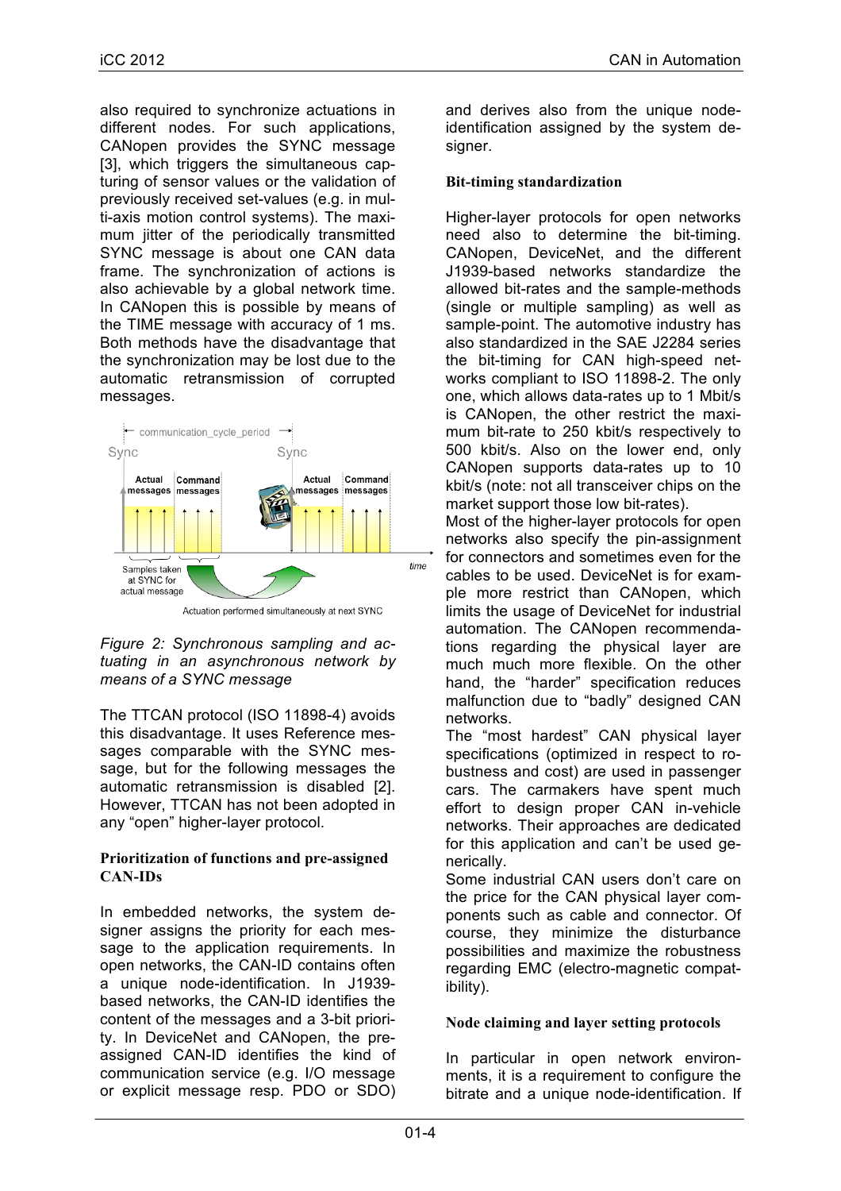also required to synchronize actuations in different nodes. For such applications, CANopen provides the SYNC message [3], which triggers the simultaneous capturing of sensor values or the validation of previously received set-values (e.g. in multi-axis motion control systems). The maximum jitter of the periodically transmitted SYNC message is about one CAN data frame. The synchronization of actions is also achievable by a global network time. In CANopen this is possible by means of the TIME message with accuracy of 1 ms. Both methods have the disadvantage that the synchronization may be lost due to the automatic retransmission of corrupted messages.

*Figure 2: Synchronous sampling and actuating in an asynchronous network by means of a SYNC message*

The TTCAN protocol (ISO 11898-4) avoids this disadvantage. It uses Reference messages comparable with the SYNC message, but for the following messages the automatic retransmission is disabled [2]. However, TTCAN has not been adopted in any "open" higher-layer protocol.

### Prioritization of functions and pre-assigned CAN-IDs

In embedded networks, the system designer assigns the priority for each message to the application requirements. In open networks, the CAN-ID contains often a unique node-identification. In J1939-based networks, the CAN-ID identifies the content of the messages and a 3-bit priority. In DeviceNet and CANopen, the pre-assigned CAN-ID identifies the kind of communication service (e.g. I/O message or explicit message resp. PDO or SDO) and derives also from the unique node-identification assigned by the system designer.

### Bit-timing standardization

Higher-layer protocols for open networks need also to determine the bit-timing. CANopen, DeviceNet, and the different J1939-based networks standardize the allowed bit-rates and the sample-methods (single or multiple sampling) as well as sample-point. The automotive industry has also standardized in the SAE J2284 series the bit-timing for CAN high-speed networks compliant to ISO 11898-2. The only one, which allows data-rates up to 1 Mbit/s is CANopen, the other restrict the maximum bit-rate to 250 kbit/s respectively to 500 kbit/s. Also on the lower end, only CANopen supports data-rates up to 10 kbit/s (note: not all transceiver chips on the market support those low bit-rates).

Most of the higher-layer protocols for open networks also specify the pin-assignment for connectors and sometimes even for the cables to be used. DeviceNet is for example more restrict than CANopen, which limits the usage of DeviceNet for industrial automation. The CANopen recommendations regarding the physical layer are much much more flexible. On the other hand, the "harder" specification reduces malfunction due to "badly" designed CAN networks.

The "most hardest" CAN physical layer specifications (optimized in respect to robustness and cost) are used in passenger cars. The carmakers have spent much effort to design proper CAN in-vehicle networks. Their approaches are dedicated for this application and can't be used generically.

Some industrial CAN users don't care on the price for the CAN physical layer components such as cable and connector. Of course, they minimize the disturbance possibilities and maximize the robustness regarding EMC (electro-magnetic compatibility).

### Node claiming and layer setting protocols

In particular in open network environments, it is a requirement to configure the bitrate and a unique node-identification. If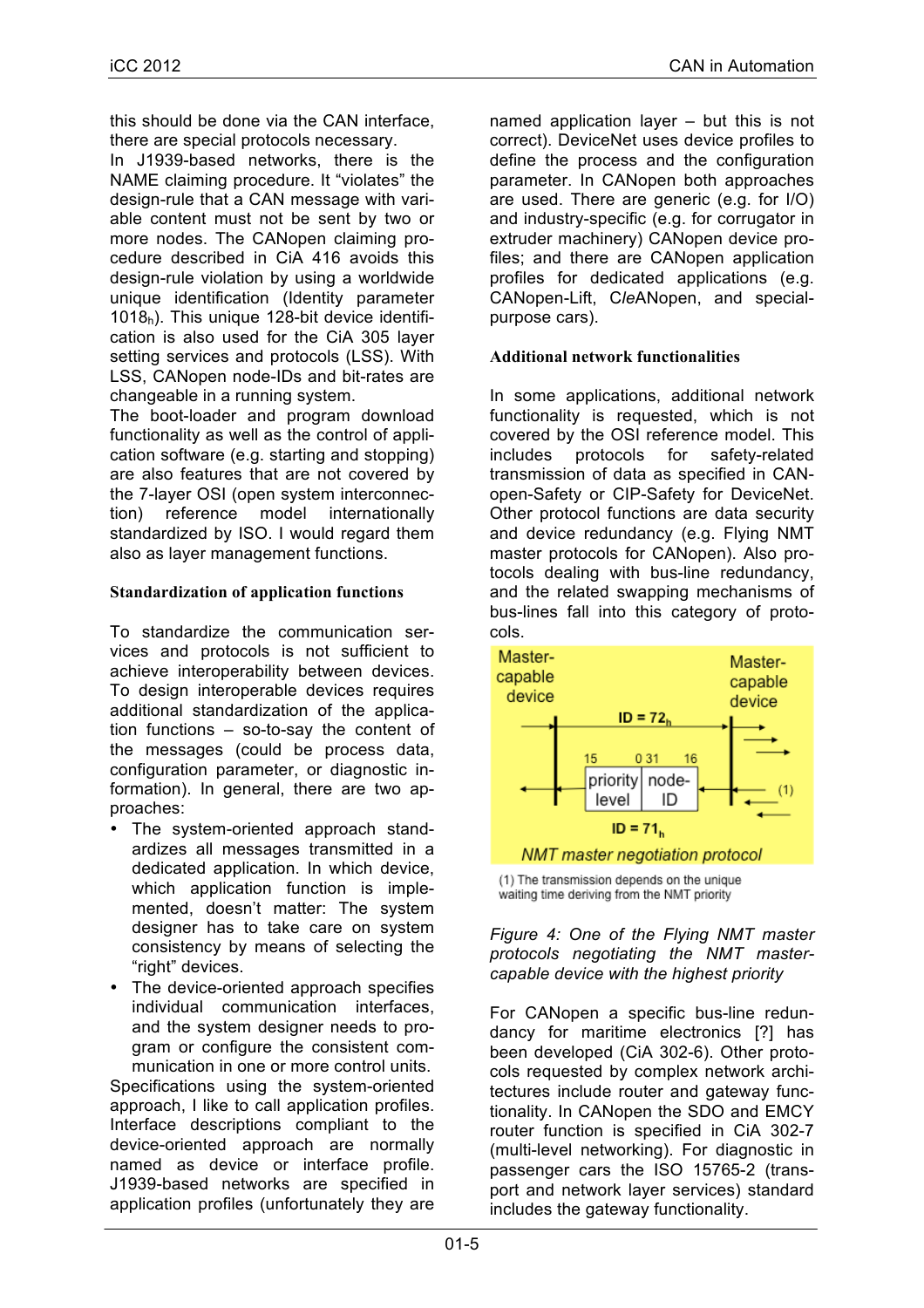this should be done via the CAN interface, there are special protocols necessary.
In J1939-based networks, there is the NAME claiming procedure. It "violates" the design-rule that a CAN message with variable content must not be sent by two or more nodes. The CANopen claiming procedure described in CiA 416 avoids this design-rule violation by using a worldwide unique identification (Identity parameter $1018_h$). This unique 128-bit device identification is also used for the CiA 305 layer setting services and protocols (LSS). With LSS, CANopen node-IDs and bit-rates are changeable in a running system.
The boot-loader and program download functionality as well as the control of application software (e.g. starting and stopping) are also features that are not covered by the 7-layer OSI (open system interconnection) reference model internationally standardized by ISO. I would regard them also as layer management functions.

### Standardization of application functions

To standardize the communication services and protocols is not sufficient to achieve interoperability between devices. To design interoperable devices requires additional standardization of the application functions – so-to-say the content of the messages (could be process data, configuration parameter, or diagnostic information). In general, there are two approaches:

- The system-oriented approach standardizes all messages transmitted in a dedicated application. In which device, which application function is implemented, doesn't matter: The system designer has to take care on system consistency by means of selecting the "right" devices.
- The device-oriented approach specifies individual communication interfaces, and the system designer needs to program or configure the consistent communication in one or more control units.

Specifications using the system-oriented approach, I like to call application profiles. Interface descriptions compliant to the device-oriented approach are normally named as device or interface profile. J1939-based networks are specified in application profiles (unfortunately they are named application layer – but this is not correct). DeviceNet uses device profiles to define the process and the configuration parameter. In CANopen both approaches are used. There are generic (e.g. for I/O) and industry-specific (e.g. for corrugator in extruder machinery) CANopen device profiles; and there are CANopen application profiles for dedicated applications (e.g. CANopen-Lift, C*le*ANopen, and special-purpose cars).

### Additional network functionalities

In some applications, additional network functionality is requested, which is not covered by the OSI reference model. This includes protocols for safety-related transmission of data as specified in CANopen-Safety or CIP-Safety for DeviceNet. Other protocol functions are data security and device redundancy (e.g. Flying NMT master protocols for CANopen). Also protocols dealing with bus-line redundancy, and the related swapping mechanisms of bus-lines fall into this category of protocols.

Master-capable device | Master-capable device | ID = $72_h$ | 15 0 31 16 | priority level | node-ID | (1) | ID = $71_h$ | NMT master negotiation protocol

(1) The transmission depends on the unique waiting time deriving from the NMT priority

*Figure 4: One of the Flying NMT master protocols negotiating the NMT master-capable device with the highest priority*

For CANopen a specific bus-line redundancy for maritime electronics [?] has been developed (CiA 302-6). Other protocols requested by complex network architectures include router and gateway functionality. In CANopen the SDO and EMCY router function is specified in CiA 302-7 (multi-level networking). For diagnostic in passenger cars the ISO 15765-2 (transport and network layer services) standard includes the gateway functionality.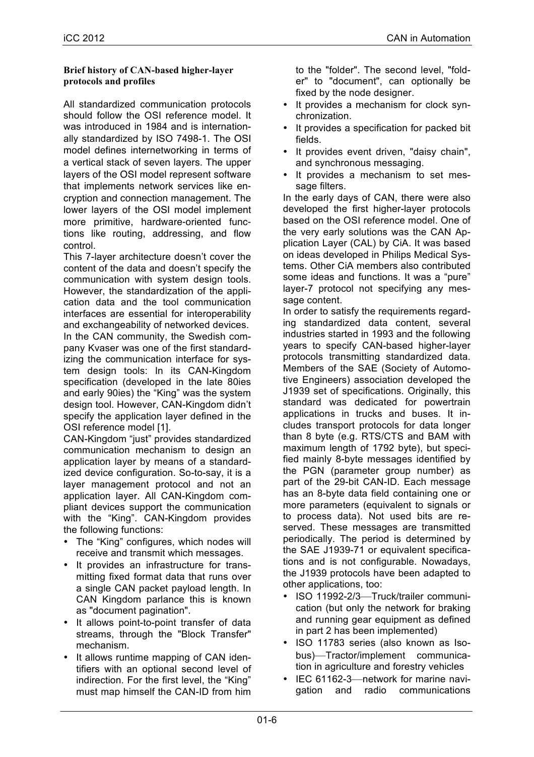**Brief history of CAN-based higher-layer protocols and profiles**

All standardized communication protocols should follow the OSI reference model. It was introduced in 1984 and is internationally standardized by ISO 7498-1. The OSI model defines internetworking in terms of a vertical stack of seven layers. The upper layers of the OSI model represent software that implements network services like encryption and connection management. The lower layers of the OSI model implement more primitive, hardware-oriented functions like routing, addressing, and flow control.

This 7-layer architecture doesn't cover the content of the data and doesn't specify the communication with system design tools. However, the standardization of the application data and the tool communication interfaces are essential for interoperability and exchangeability of networked devices.

In the CAN community, the Swedish company Kvaser was one of the first standardizing the communication interface for system design tools: In its CAN-Kingdom specification (developed in the late 80ies and early 90ies) the "King" was the system design tool. However, CAN-Kingdom didn't specify the application layer defined in the OSI reference model [1].

CAN-Kingdom "just" provides standardized communication mechanism to design an application layer by means of a standardized device configuration. So-to-say, it is a layer management protocol and not an application layer. All CAN-Kingdom compliant devices support the communication with the "King". CAN-Kingdom provides the following functions:

- The "King" configures, which nodes will receive and transmit which messages.
- It provides an infrastructure for transmitting fixed format data that runs over a single CAN packet payload length. In CAN Kingdom parlance this is known as "document pagination".
- It allows point-to-point transfer of data streams, through the "Block Transfer" mechanism.
- It allows runtime mapping of CAN identifiers with an optional second level of indirection. For the first level, the "King" must map himself the CAN-ID from him to the "folder". The second level, "folder" to "document", can optionally be fixed by the node designer.
- It provides a mechanism for clock synchronization.
- It provides a specification for packed bit fields.
- It provides event driven, "daisy chain", and synchronous messaging.
- It provides a mechanism to set message filters.

In the early days of CAN, there were also developed the first higher-layer protocols based on the OSI reference model. One of the very early solutions was the CAN Application Layer (CAL) by CiA. It was based on ideas developed in Philips Medical Systems. Other CiA members also contributed some ideas and functions. It was a "pure" layer-7 protocol not specifying any message content.

In order to satisfy the requirements regarding standardized data content, several industries started in 1993 and the following years to specify CAN-based higher-layer protocols transmitting standardized data. Members of the SAE (Society of Automotive Engineers) association developed the J1939 set of specifications. Originally, this standard was dedicated for powertrain applications in trucks and buses. It includes transport protocols for data longer than 8 byte (e.g. RTS/CTS and BAM with maximum length of 1792 byte), but specified mainly 8-byte messages identified by the PGN (parameter group number) as part of the 29-bit CAN-ID. Each message has an 8-byte data field containing one or more parameters (equivalent to signals or to process data). Not used bits are reserved. These messages are transmitted periodically. The period is determined by the SAE J1939-71 or equivalent specifications and is not configurable. Nowadays, the J1939 protocols have been adapted to other applications, too:

- ISO 11992-2/3—Truck/trailer communication (but only the network for braking and running gear equipment as defined in part 2 has been implemented)
- ISO 11783 series (also known as Isobus)—Tractor/implement communication in agriculture and forestry vehicles
- IEC 61162-3—network for marine navigation and radio communications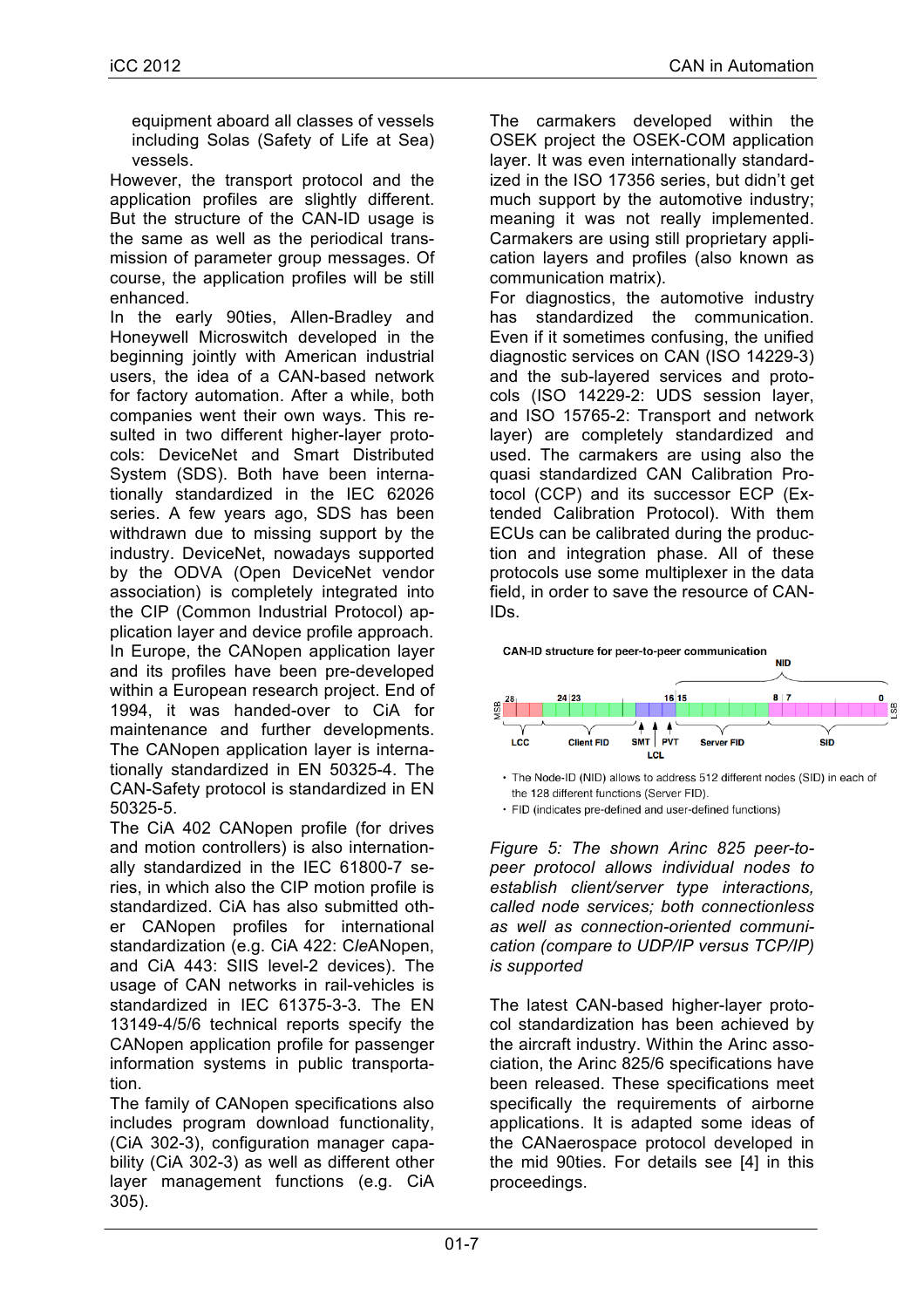equipment aboard all classes of vessels including Solas (Safety of Life at Sea) vessels.

However, the transport protocol and the application profiles are slightly different. But the structure of the CAN-ID usage is the same as well as the periodical transmission of parameter group messages. Of course, the application profiles will be still enhanced.

In the early 90ties, Allen-Bradley and Honeywell Microswitch developed in the beginning jointly with American industrial users, the idea of a CAN-based network for factory automation. After a while, both companies went their own ways. This resulted in two different higher-layer protocols: DeviceNet and Smart Distributed System (SDS). Both have been internationally standardized in the IEC 62026 series. A few years ago, SDS has been withdrawn due to missing support by the industry. DeviceNet, nowadays supported by the ODVA (Open DeviceNet vendor association) is completely integrated into the CIP (Common Industrial Protocol) application layer and device profile approach.

In Europe, the CANopen application layer and its profiles have been pre-developed within a European research project. End of 1994, it was handed-over to CiA for maintenance and further developments. The CANopen application layer is internationally standardized in EN 50325-4. The CAN-Safety protocol is standardized in EN 50325-5.

The CiA 402 CANopen profile (for drives and motion controllers) is also internationally standardized in the IEC 61800-7 series, in which also the CIP motion profile is standardized. CiA has also submitted other CANopen profiles for international standardization (e.g. CiA 422: C*le*ANopen, and CiA 443: SIIS level-2 devices). The usage of CAN networks in rail-vehicles is standardized in IEC 61375-3-3. The EN 13149-4/5/6 technical reports specify the CANopen application profile for passenger information systems in public transportation.

The family of CANopen specifications also includes program download functionality, (CiA 302-3), configuration manager capability (CiA 302-3) as well as different other layer management functions (e.g. CiA 305).

The carmakers developed within the OSEK project the OSEK-COM application layer. It was even internationally standardized in the ISO 17356 series, but didn't get much support by the automotive industry; meaning it was not really implemented. Carmakers are using still proprietary application layers and profiles (also known as communication matrix).

For diagnostics, the automotive industry has standardized the communication. Even if it sometimes confusing, the unified diagnostic services on CAN (ISO 14229-3) and the sub-layered services and protocols (ISO 14229-2: UDS session layer, and ISO 15765-2: Transport and network layer) are completely standardized and used. The carmakers are using also the quasi standardized CAN Calibration Protocol (CCP) and its successor ECP (Extended Calibration Protocol). With them ECUs can be calibrated during the production and integration phase. All of these protocols use some multiplexer in the data field, in order to save the resource of CAN-IDs.

CAN-ID structure for peer-to-peer communication

NID

MSB 28 | 24 23 | 16 15 | 8 7 | 0 LSB

LCC | Client FID | SMT | PVT | LCL | Server FID | SID

- The Node-ID (NID) allows to address 512 different nodes (SID) in each of the 128 different functions (Server FID).
- FID (indicates pre-defined and user-defined functions)

*Figure 5: The shown Arinc 825 peer-to-peer protocol allows individual nodes to establish client/server type interactions, called node services; both connectionless as well as connection-oriented communication (compare to UDP/IP versus TCP/IP) is supported*

The latest CAN-based higher-layer protocol standardization has been achieved by the aircraft industry. Within the Arinc association, the Arinc 825/6 specifications have been released. These specifications meet specifically the requirements of airborne applications. It is adapted some ideas of the CANaerospace protocol developed in the mid 90ties. For details see [4] in this proceedings.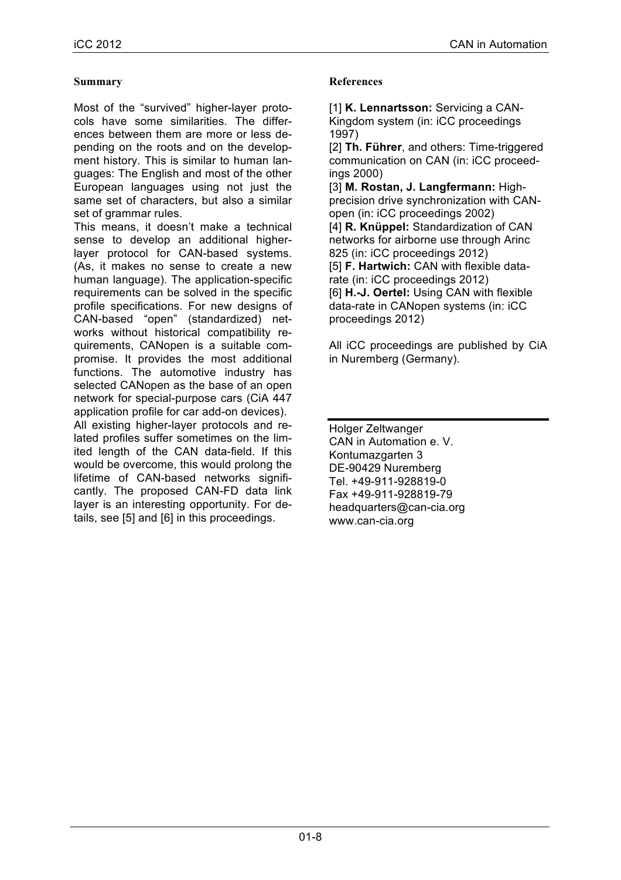## Summary

Most of the "survived" higher-layer protocols have some similarities. The differences between them are more or less depending on the roots and on the development history. This is similar to human languages: The English and most of the other European languages using not just the same set of characters, but also a similar set of grammar rules.

This means, it doesn't make a technical sense to develop an additional higher-layer protocol for CAN-based systems. (As, it makes no sense to create a new human language). The application-specific requirements can be solved in the specific profile specifications. For new designs of CAN-based "open" (standardized) networks without historical compatibility requirements, CANopen is a suitable compromise. It provides the most additional functions. The automotive industry has selected CANopen as the base of an open network for special-purpose cars (CiA 447 application profile for car add-on devices).

All existing higher-layer protocols and related profiles suffer sometimes on the limited length of the CAN data-field. If this would be overcome, this would prolong the lifetime of CAN-based networks significantly. The proposed CAN-FD data link layer is an interesting opportunity. For details, see [5] and [6] in this proceedings.

## References

[1] **K. Lennartsson:** Servicing a CAN-Kingdom system (in: iCC proceedings 1997)

[2] **Th. Führer**, and others: Time-triggered communication on CAN (in: iCC proceedings 2000)

[3] **M. Rostan, J. Langfermann:** High-precision drive synchronization with CANopen (in: iCC proceedings 2002)

[4] **R. Knüppel:** Standardization of CAN networks for airborne use through Arinc 825 (in: iCC proceedings 2012)

[5] **F. Hartwich:** CAN with flexible data-rate (in: iCC proceedings 2012)

[6] **H.-J. Oertel:** Using CAN with flexible data-rate in CANopen systems (in: iCC proceedings 2012)

All iCC proceedings are published by CiA in Nuremberg (Germany).

---

Holger Zeltwanger
CAN in Automation e. V.
Kontumazgarten 3
DE-90429 Nuremberg
Tel. +49-911-928819-0
Fax +49-911-928819-79
headquarters@can-cia.org
www.can-cia.org